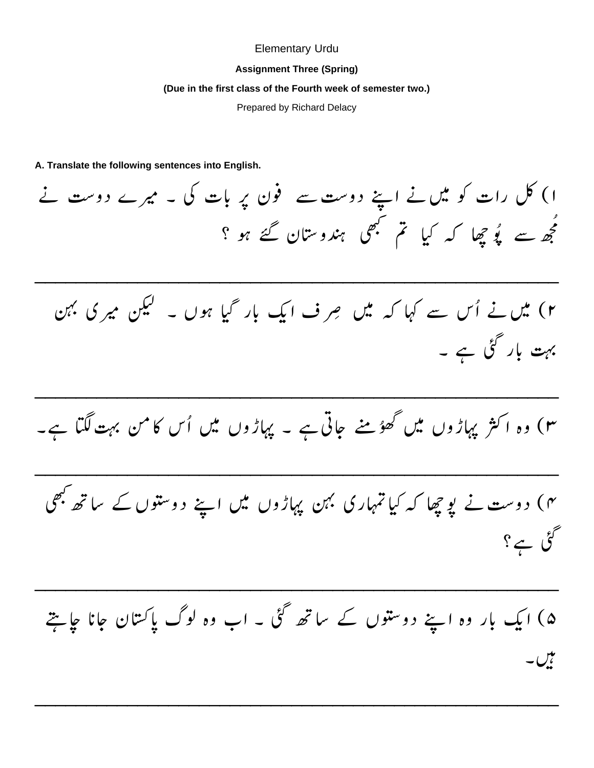Elementary Urdu

**Assignment Three (Spring)**

**(Due in the first class of the Fourth week of semester two.)**

Prepared by Richard Delacy

**A. Translate the following sentences into English.**

۱) کل رات کو میں نے اپنے دوست سے فون پر بات کی ۔ میرے دوست نے مُجھ سے پُوچھا کہ کیا تم کبھی ہندوستان گئے ہو ؟

___

۲) میں نے اُس سے کہا کہ میں صِرف ایک بار گیا ہوں ۔ لیکن میری بہن بہت بار گئی ہے ۔

___

۳) وہ اکثر پہاڑوں میں گھوُمنے جاتی ہے ۔ پہاڑوں میں اُس کا من بہت لگتا ہے۔

___

۴) دوست نے پوچھا کہ کیا تمہاری بہن پہاڑوں میں اپنے دوستوں کے ساتھ کبھی گئی ہے؟

___

۵) ایک بار وہ اپنے دوستوں کے ساتھ گئی ۔ اب وہ لوگ پاکستان جانا چاہتے ہیں۔

___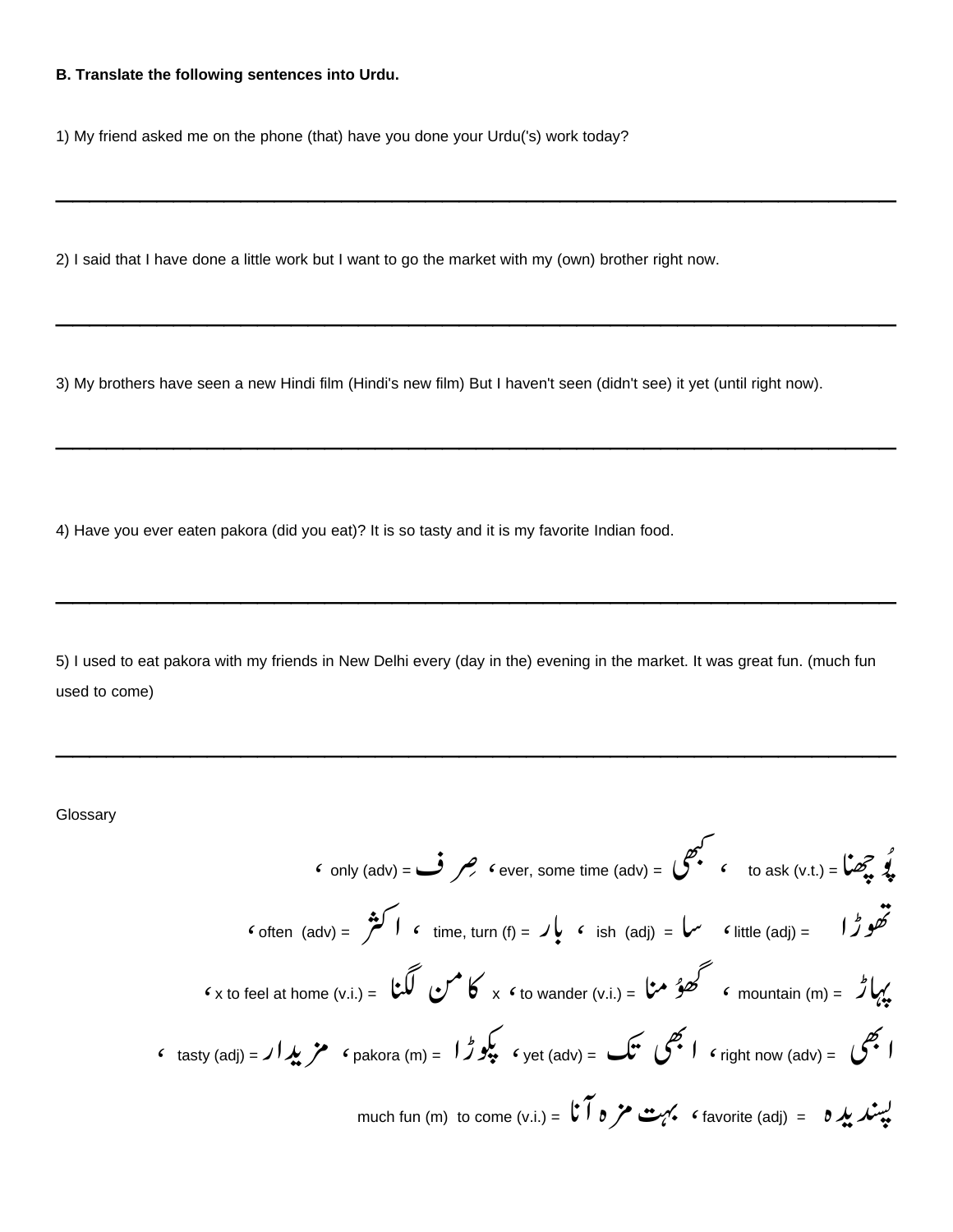**B. Translate the following sentences into Urdu.**

1) My friend asked me on the phone (that) have you done your Urdu('s) work today?

---

2) I said that I have done a little work but I want to go the market with my (own) brother right now.

---

3) My brothers have seen a new Hindi film (Hindi's new film) But I haven't seen (didn't see) it yet (until right now).

---

4) Have you ever eaten pakora (did you eat)? It is so tasty and it is my favorite Indian food.

---

5) I used to eat pakora with my friends in New Delhi every (day in the) evening in the market. It was great fun. (much fun used to come)

---

Glossary

to ask (v.t.) = پُوچھنا ، ever, some time (adv) = کبھی ، only (adv) = صِرف ،

little (adj) = تھوڑا ، ish (adj) = سا ، time, turn (f) = بار ، often (adv) = اکثر ،

mountain (m) = پہاڑ ، to wander (v.i.) = گھوُمنا x ، x to feel at home (v.i.) = کا من لگنا ،

right now (adv) = ابھی ، yet (adv) = ابھی تک ، pakora (m) = پکوڑا ، tasty (adj) = مزیدار ،

favorite (adj) = پسندیدہ ، much fun (m) to come (v.i.) = بہت مزہ آنا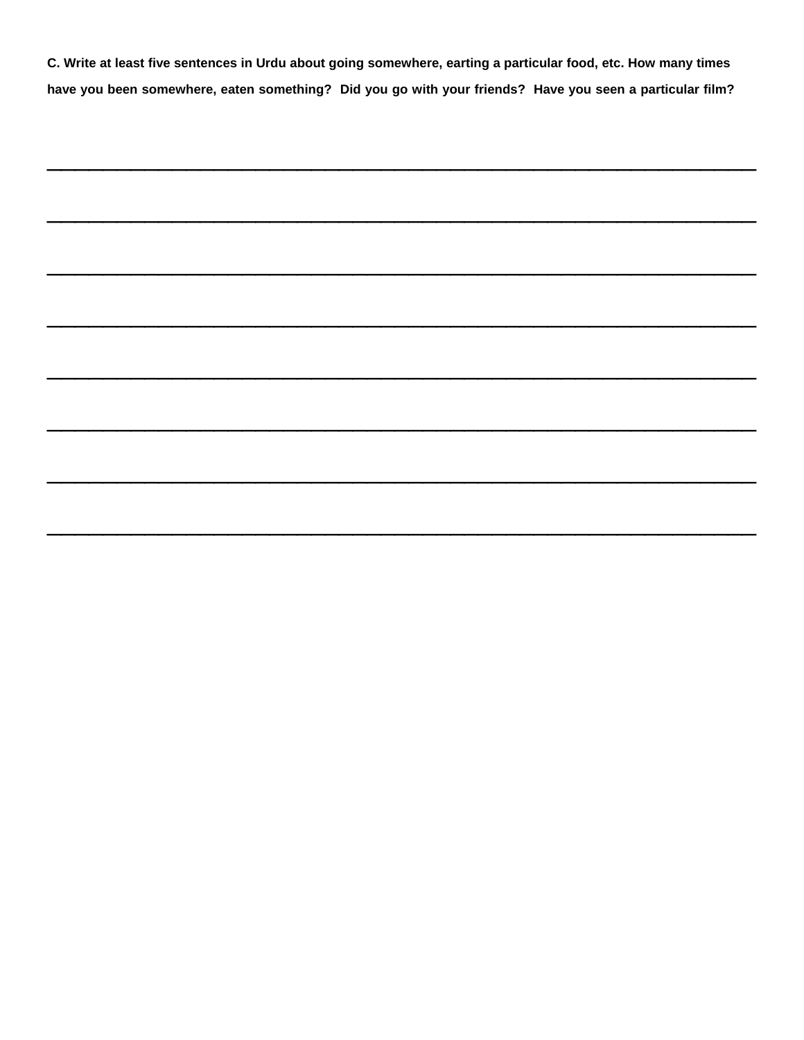**C. Write at least five sentences in Urdu about going somewhere, earting a particular food, etc. How many times have you been somewhere, eaten something? Did you go with your friends? Have you seen a particular film?**

________________________________________________________________________

________________________________________________________________________

________________________________________________________________________

________________________________________________________________________

________________________________________________________________________

________________________________________________________________________

________________________________________________________________________

________________________________________________________________________